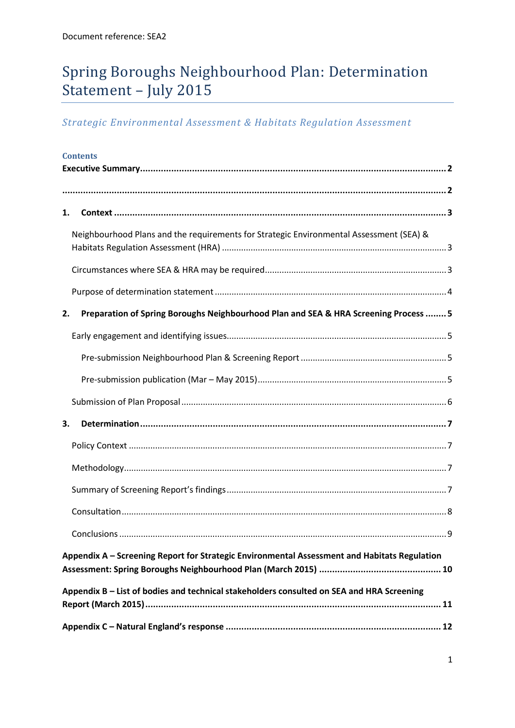Document reference: SEA2

# Spring Boroughs Neighbourhood Plan: Determination Statement – July 2015

*Strategic Environmental Assessment & Habitats Regulation Assessment*

## Contents

**Executive Summary** .......... 2

.......... 2

**1. Context** .......... 3

- Neighbourhood Plans and the requirements for Strategic Environmental Assessment (SEA) & Habitats Regulation Assessment (HRA) .......... 3
- Circumstances where SEA & HRA may be required .......... 3
- Purpose of determination statement .......... 4

**2. Preparation of Spring Boroughs Neighbourhood Plan and SEA & HRA Screening Process** .......... 5

- Early engagement and identifying issues .......... 5
  - Pre-submission Neighbourhood Plan & Screening Report .......... 5
  - Pre-submission publication (Mar – May 2015) .......... 5
- Submission of Plan Proposal .......... 6

**3. Determination** .......... 7

- Policy Context .......... 7
- Methodology .......... 7
- Summary of Screening Report's findings .......... 7
- Consultation .......... 8
- Conclusions .......... 9

**Appendix A – Screening Report for Strategic Environmental Assessment and Habitats Regulation Assessment: Spring Boroughs Neighbourhood Plan (March 2015)** .......... 10

**Appendix B – List of bodies and technical stakeholders consulted on SEA and HRA Screening Report (March 2015)** .......... 11

**Appendix C – Natural England's response** .......... 12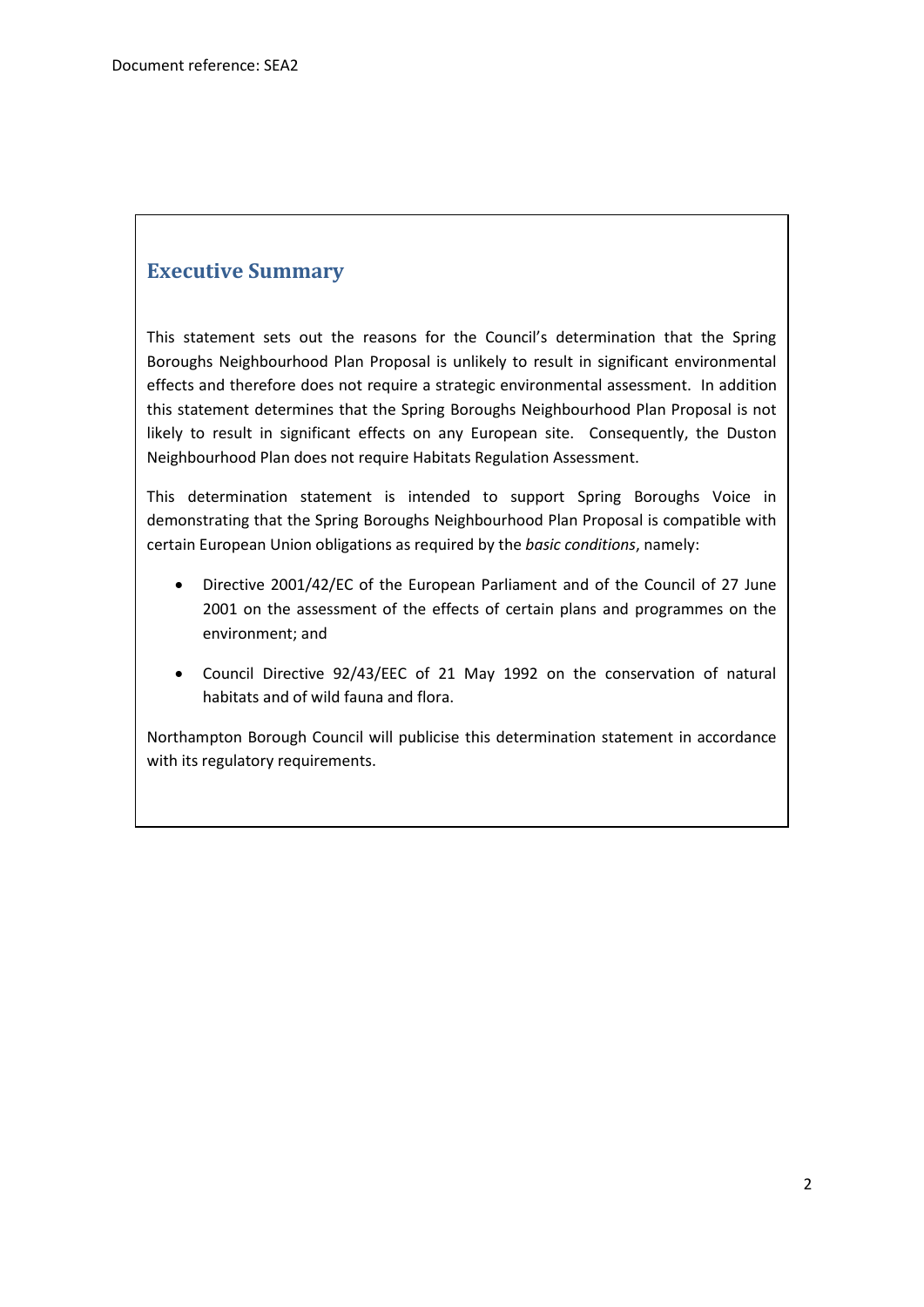Document reference: SEA2

## Executive Summary

This statement sets out the reasons for the Council's determination that the Spring Boroughs Neighbourhood Plan Proposal is unlikely to result in significant environmental effects and therefore does not require a strategic environmental assessment. In addition this statement determines that the Spring Boroughs Neighbourhood Plan Proposal is not likely to result in significant effects on any European site. Consequently, the Duston Neighbourhood Plan does not require Habitats Regulation Assessment.

This determination statement is intended to support Spring Boroughs Voice in demonstrating that the Spring Boroughs Neighbourhood Plan Proposal is compatible with certain European Union obligations as required by the *basic conditions*, namely:

- Directive 2001/42/EC of the European Parliament and of the Council of 27 June 2001 on the assessment of the effects of certain plans and programmes on the environment; and
- Council Directive 92/43/EEC of 21 May 1992 on the conservation of natural habitats and of wild fauna and flora.

Northampton Borough Council will publicise this determination statement in accordance with its regulatory requirements.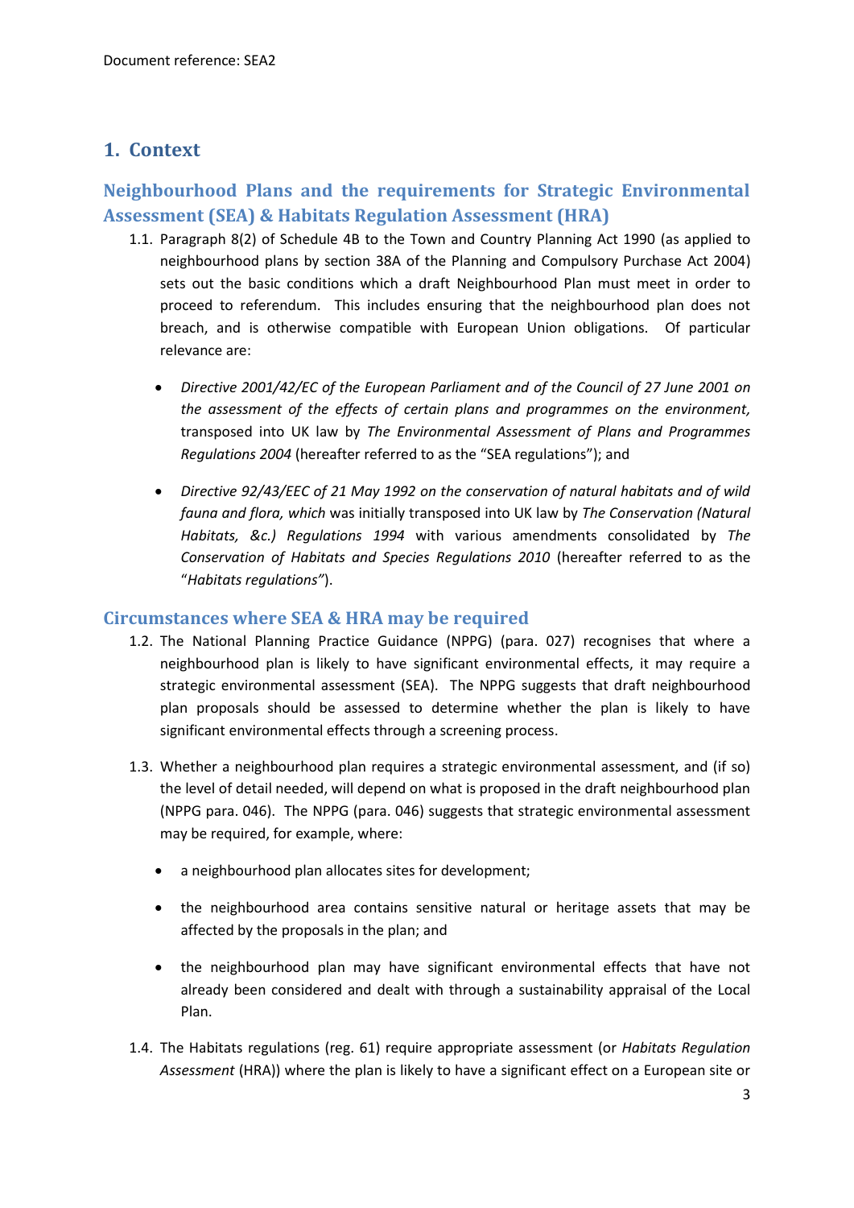# 1. Context

## Neighbourhood Plans and the requirements for Strategic Environmental Assessment (SEA) & Habitats Regulation Assessment (HRA)

1.1. Paragraph 8(2) of Schedule 4B to the Town and Country Planning Act 1990 (as applied to neighbourhood plans by section 38A of the Planning and Compulsory Purchase Act 2004) sets out the basic conditions which a draft Neighbourhood Plan must meet in order to proceed to referendum. This includes ensuring that the neighbourhood plan does not breach, and is otherwise compatible with European Union obligations. Of particular relevance are:

- *Directive 2001/42/EC of the European Parliament and of the Council of 27 June 2001 on the assessment of the effects of certain plans and programmes on the environment,* transposed into UK law by *The Environmental Assessment of Plans and Programmes Regulations 2004* (hereafter referred to as the "SEA regulations"); and

- *Directive 92/43/EEC of 21 May 1992 on the conservation of natural habitats and of wild fauna and flora, which* was initially transposed into UK law by *The Conservation (Natural Habitats, &c.) Regulations 1994* with various amendments consolidated by *The Conservation of Habitats and Species Regulations 2010* (hereafter referred to as the "*Habitats regulations"*).

## Circumstances where SEA & HRA may be required

1.2. The National Planning Practice Guidance (NPPG) (para. 027) recognises that where a neighbourhood plan is likely to have significant environmental effects, it may require a strategic environmental assessment (SEA). The NPPG suggests that draft neighbourhood plan proposals should be assessed to determine whether the plan is likely to have significant environmental effects through a screening process.

1.3. Whether a neighbourhood plan requires a strategic environmental assessment, and (if so) the level of detail needed, will depend on what is proposed in the draft neighbourhood plan (NPPG para. 046). The NPPG (para. 046) suggests that strategic environmental assessment may be required, for example, where:

- a neighbourhood plan allocates sites for development;

- the neighbourhood area contains sensitive natural or heritage assets that may be affected by the proposals in the plan; and

- the neighbourhood plan may have significant environmental effects that have not already been considered and dealt with through a sustainability appraisal of the Local Plan.

1.4. The Habitats regulations (reg. 61) require appropriate assessment (or *Habitats Regulation Assessment* (HRA)) where the plan is likely to have a significant effect on a European site or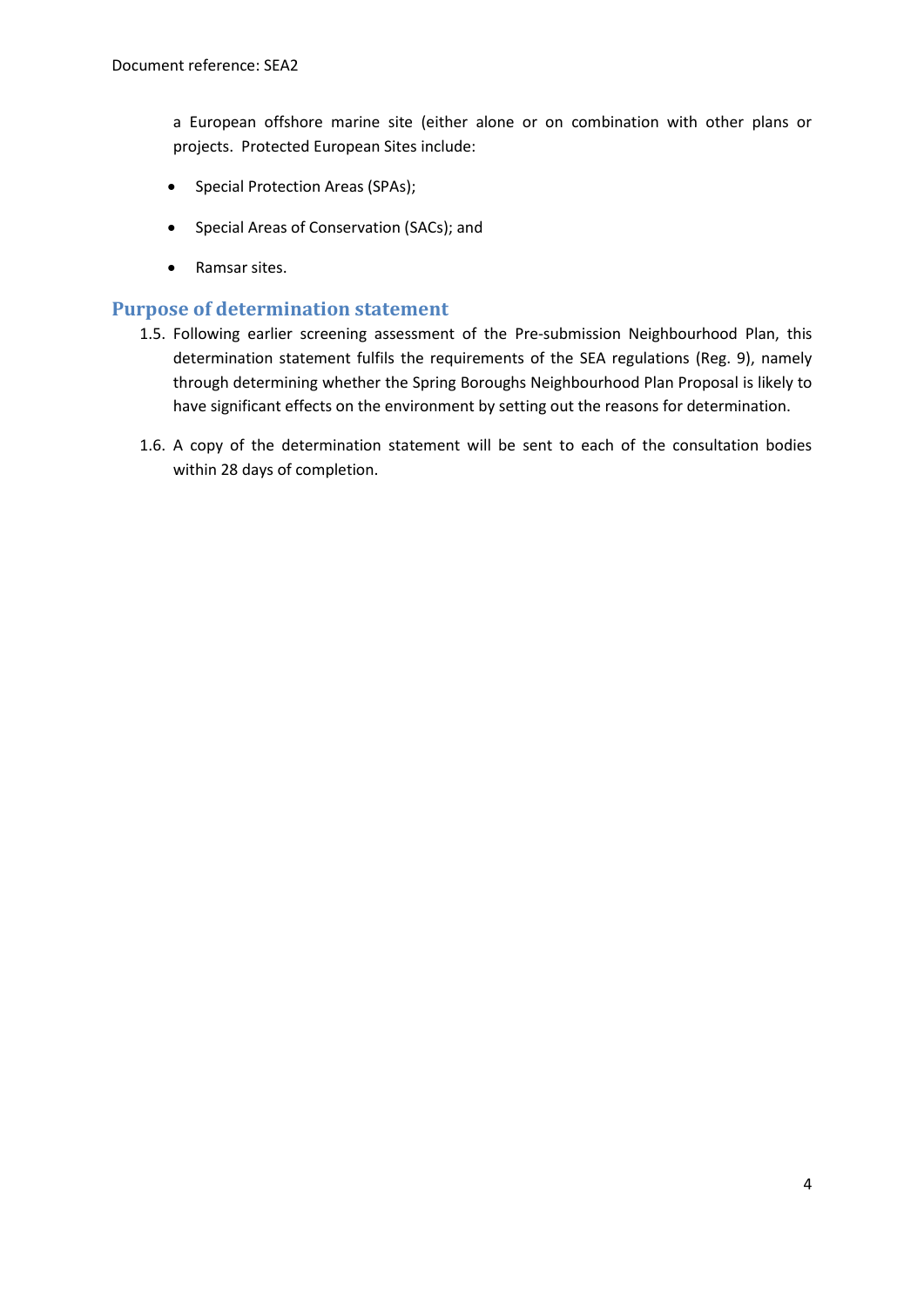a European offshore marine site (either alone or on combination with other plans or projects. Protected European Sites include:

- Special Protection Areas (SPAs);
- Special Areas of Conservation (SACs); and
- Ramsar sites.

## Purpose of determination statement

1.5. Following earlier screening assessment of the Pre-submission Neighbourhood Plan, this determination statement fulfils the requirements of the SEA regulations (Reg. 9), namely through determining whether the Spring Boroughs Neighbourhood Plan Proposal is likely to have significant effects on the environment by setting out the reasons for determination.

1.6. A copy of the determination statement will be sent to each of the consultation bodies within 28 days of completion.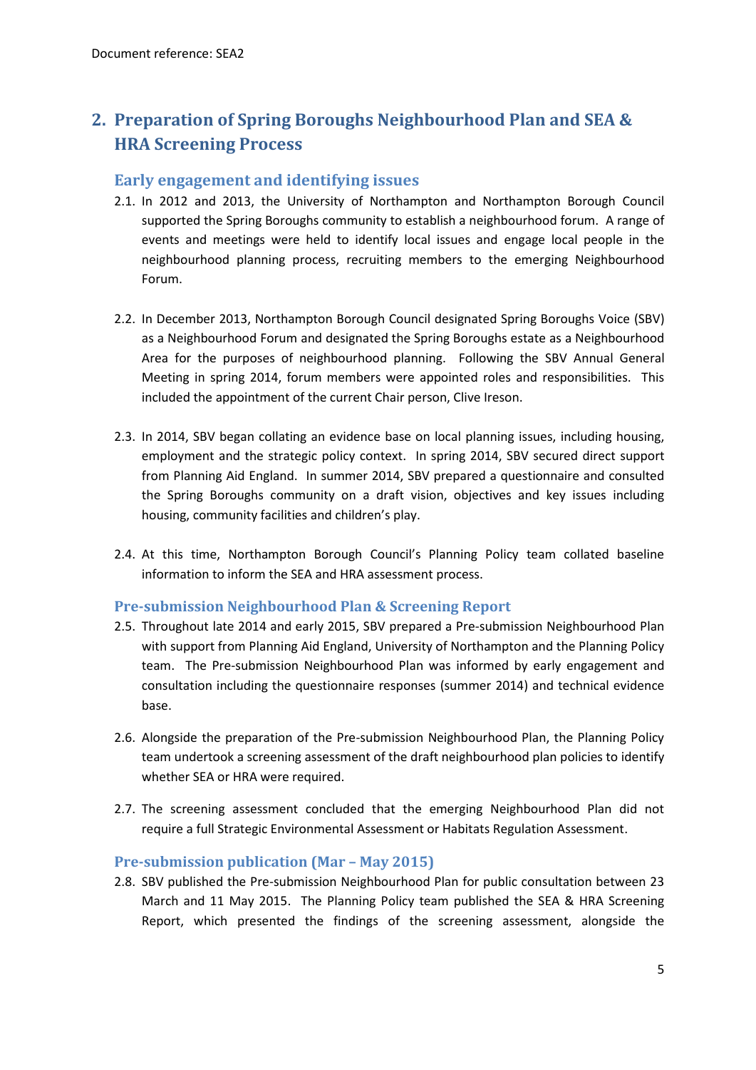## 2. Preparation of Spring Boroughs Neighbourhood Plan and SEA & HRA Screening Process

### Early engagement and identifying issues

2.1. In 2012 and 2013, the University of Northampton and Northampton Borough Council supported the Spring Boroughs community to establish a neighbourhood forum. A range of events and meetings were held to identify local issues and engage local people in the neighbourhood planning process, recruiting members to the emerging Neighbourhood Forum.

2.2. In December 2013, Northampton Borough Council designated Spring Boroughs Voice (SBV) as a Neighbourhood Forum and designated the Spring Boroughs estate as a Neighbourhood Area for the purposes of neighbourhood planning. Following the SBV Annual General Meeting in spring 2014, forum members were appointed roles and responsibilities. This included the appointment of the current Chair person, Clive Ireson.

2.3. In 2014, SBV began collating an evidence base on local planning issues, including housing, employment and the strategic policy context. In spring 2014, SBV secured direct support from Planning Aid England. In summer 2014, SBV prepared a questionnaire and consulted the Spring Boroughs community on a draft vision, objectives and key issues including housing, community facilities and children's play.

2.4. At this time, Northampton Borough Council's Planning Policy team collated baseline information to inform the SEA and HRA assessment process.

### Pre-submission Neighbourhood Plan & Screening Report

2.5. Throughout late 2014 and early 2015, SBV prepared a Pre-submission Neighbourhood Plan with support from Planning Aid England, University of Northampton and the Planning Policy team. The Pre-submission Neighbourhood Plan was informed by early engagement and consultation including the questionnaire responses (summer 2014) and technical evidence base.

2.6. Alongside the preparation of the Pre-submission Neighbourhood Plan, the Planning Policy team undertook a screening assessment of the draft neighbourhood plan policies to identify whether SEA or HRA were required.

2.7. The screening assessment concluded that the emerging Neighbourhood Plan did not require a full Strategic Environmental Assessment or Habitats Regulation Assessment.

### Pre-submission publication (Mar – May 2015)

2.8. SBV published the Pre-submission Neighbourhood Plan for public consultation between 23 March and 11 May 2015. The Planning Policy team published the SEA & HRA Screening Report, which presented the findings of the screening assessment, alongside the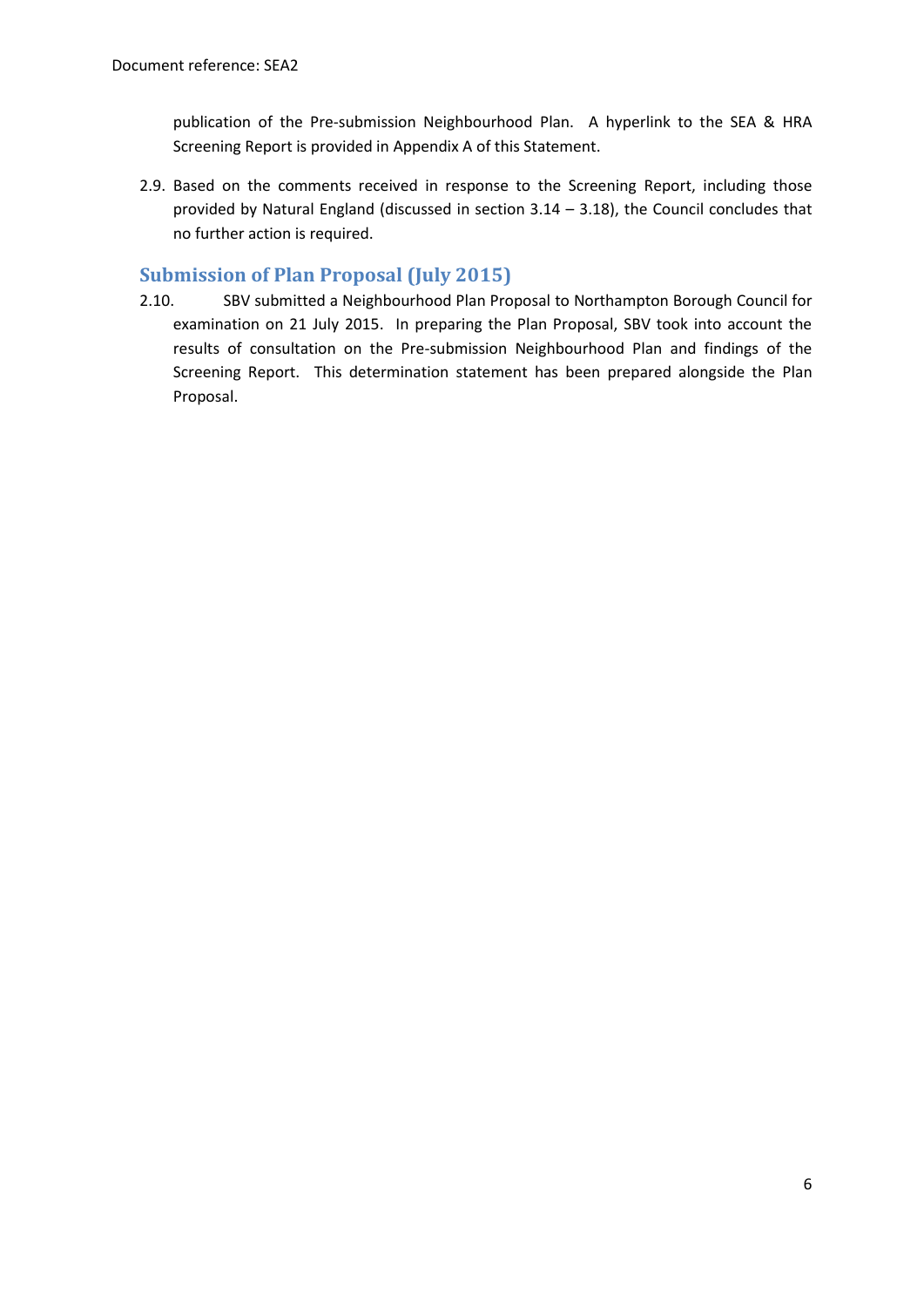publication of the Pre-submission Neighbourhood Plan. A hyperlink to the SEA & HRA Screening Report is provided in Appendix A of this Statement.

2.9. Based on the comments received in response to the Screening Report, including those provided by Natural England (discussed in section 3.14 – 3.18), the Council concludes that no further action is required.

## Submission of Plan Proposal (July 2015)

2.10. SBV submitted a Neighbourhood Plan Proposal to Northampton Borough Council for examination on 21 July 2015. In preparing the Plan Proposal, SBV took into account the results of consultation on the Pre-submission Neighbourhood Plan and findings of the Screening Report. This determination statement has been prepared alongside the Plan Proposal.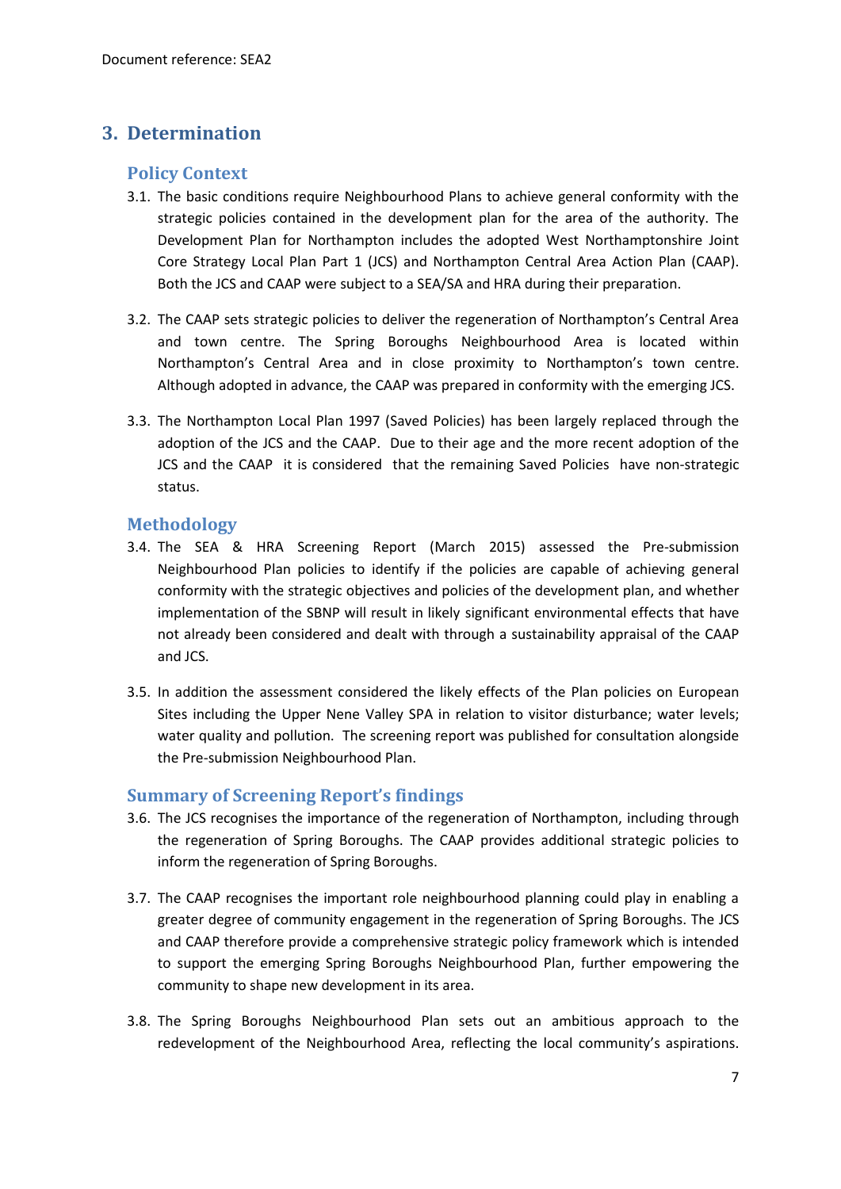## 3. Determination

### Policy Context

3.1. The basic conditions require Neighbourhood Plans to achieve general conformity with the strategic policies contained in the development plan for the area of the authority. The Development Plan for Northampton includes the adopted West Northamptonshire Joint Core Strategy Local Plan Part 1 (JCS) and Northampton Central Area Action Plan (CAAP). Both the JCS and CAAP were subject to a SEA/SA and HRA during their preparation.

3.2. The CAAP sets strategic policies to deliver the regeneration of Northampton's Central Area and town centre. The Spring Boroughs Neighbourhood Area is located within Northampton's Central Area and in close proximity to Northampton's town centre. Although adopted in advance, the CAAP was prepared in conformity with the emerging JCS.

3.3. The Northampton Local Plan 1997 (Saved Policies) has been largely replaced through the adoption of the JCS and the CAAP. Due to their age and the more recent adoption of the JCS and the CAAP it is considered that the remaining Saved Policies have non-strategic status.

### Methodology

3.4. The SEA & HRA Screening Report (March 2015) assessed the Pre-submission Neighbourhood Plan policies to identify if the policies are capable of achieving general conformity with the strategic objectives and policies of the development plan, and whether implementation of the SBNP will result in likely significant environmental effects that have not already been considered and dealt with through a sustainability appraisal of the CAAP and JCS.

3.5. In addition the assessment considered the likely effects of the Plan policies on European Sites including the Upper Nene Valley SPA in relation to visitor disturbance; water levels; water quality and pollution. The screening report was published for consultation alongside the Pre-submission Neighbourhood Plan.

### Summary of Screening Report's findings

3.6. The JCS recognises the importance of the regeneration of Northampton, including through the regeneration of Spring Boroughs. The CAAP provides additional strategic policies to inform the regeneration of Spring Boroughs.

3.7. The CAAP recognises the important role neighbourhood planning could play in enabling a greater degree of community engagement in the regeneration of Spring Boroughs. The JCS and CAAP therefore provide a comprehensive strategic policy framework which is intended to support the emerging Spring Boroughs Neighbourhood Plan, further empowering the community to shape new development in its area.

3.8. The Spring Boroughs Neighbourhood Plan sets out an ambitious approach to the redevelopment of the Neighbourhood Area, reflecting the local community's aspirations.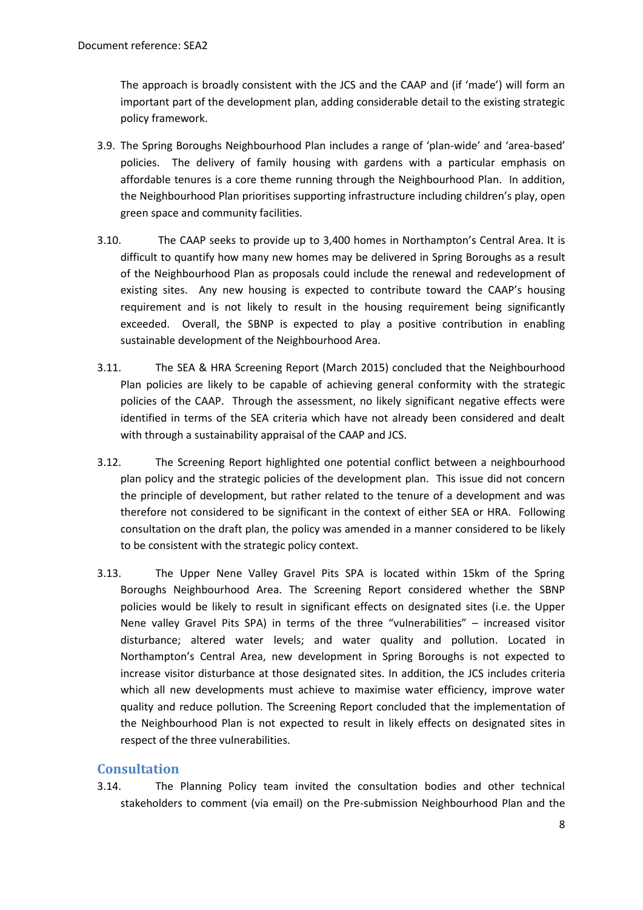The approach is broadly consistent with the JCS and the CAAP and (if 'made') will form an important part of the development plan, adding considerable detail to the existing strategic policy framework.

3.9. The Spring Boroughs Neighbourhood Plan includes a range of 'plan-wide' and 'area-based' policies. The delivery of family housing with gardens with a particular emphasis on affordable tenures is a core theme running through the Neighbourhood Plan. In addition, the Neighbourhood Plan prioritises supporting infrastructure including children's play, open green space and community facilities.

3.10. The CAAP seeks to provide up to 3,400 homes in Northampton's Central Area. It is difficult to quantify how many new homes may be delivered in Spring Boroughs as a result of the Neighbourhood Plan as proposals could include the renewal and redevelopment of existing sites. Any new housing is expected to contribute toward the CAAP's housing requirement and is not likely to result in the housing requirement being significantly exceeded. Overall, the SBNP is expected to play a positive contribution in enabling sustainable development of the Neighbourhood Area.

3.11. The SEA & HRA Screening Report (March 2015) concluded that the Neighbourhood Plan policies are likely to be capable of achieving general conformity with the strategic policies of the CAAP. Through the assessment, no likely significant negative effects were identified in terms of the SEA criteria which have not already been considered and dealt with through a sustainability appraisal of the CAAP and JCS.

3.12. The Screening Report highlighted one potential conflict between a neighbourhood plan policy and the strategic policies of the development plan. This issue did not concern the principle of development, but rather related to the tenure of a development and was therefore not considered to be significant in the context of either SEA or HRA. Following consultation on the draft plan, the policy was amended in a manner considered to be likely to be consistent with the strategic policy context.

3.13. The Upper Nene Valley Gravel Pits SPA is located within 15km of the Spring Boroughs Neighbourhood Area. The Screening Report considered whether the SBNP policies would be likely to result in significant effects on designated sites (i.e. the Upper Nene valley Gravel Pits SPA) in terms of the three "vulnerabilities" – increased visitor disturbance; altered water levels; and water quality and pollution. Located in Northampton's Central Area, new development in Spring Boroughs is not expected to increase visitor disturbance at those designated sites. In addition, the JCS includes criteria which all new developments must achieve to maximise water efficiency, improve water quality and reduce pollution. The Screening Report concluded that the implementation of the Neighbourhood Plan is not expected to result in likely effects on designated sites in respect of the three vulnerabilities.

## Consultation

3.14. The Planning Policy team invited the consultation bodies and other technical stakeholders to comment (via email) on the Pre-submission Neighbourhood Plan and the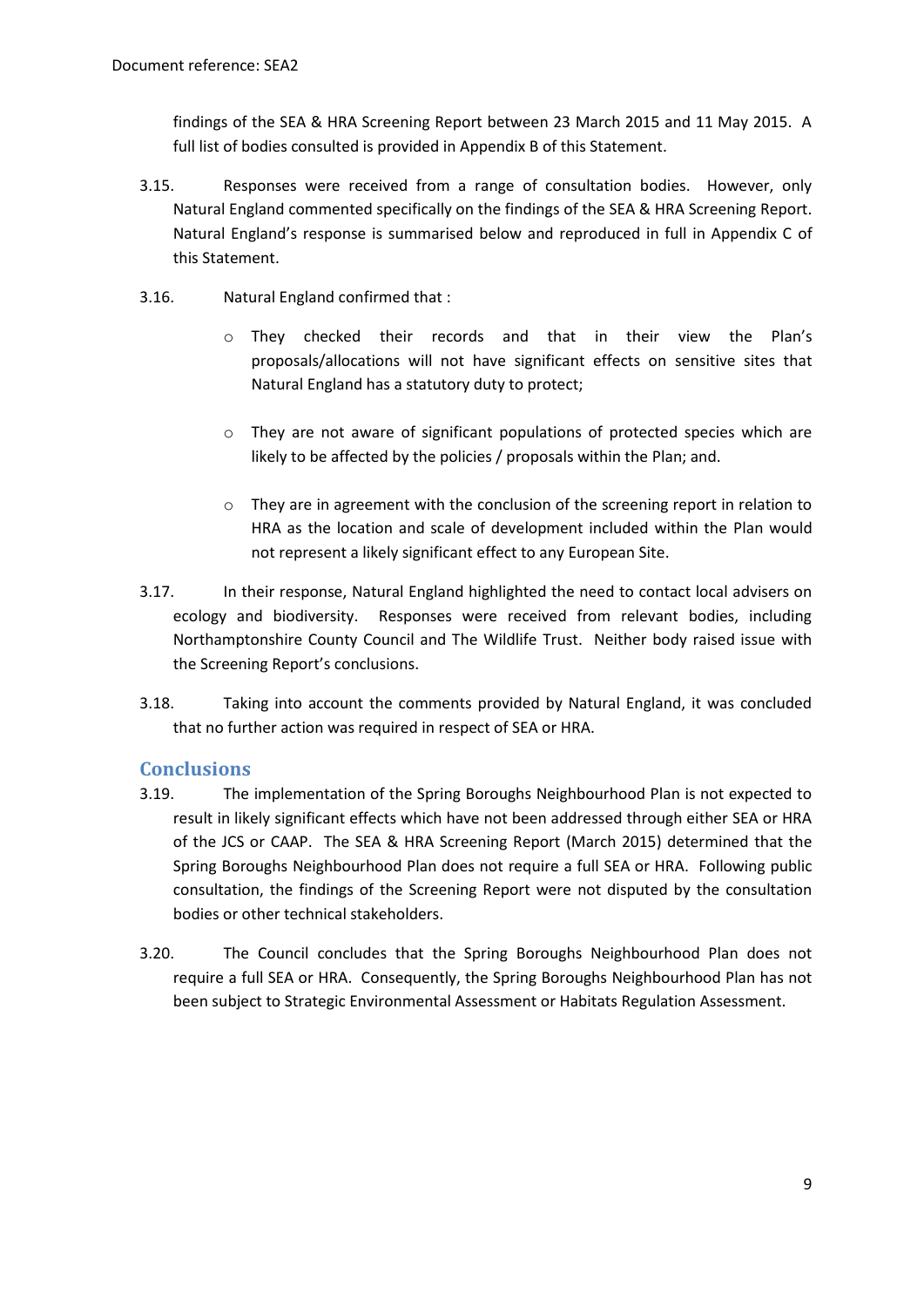findings of the SEA & HRA Screening Report between 23 March 2015 and 11 May 2015. A full list of bodies consulted is provided in Appendix B of this Statement.

3.15. Responses were received from a range of consultation bodies. However, only Natural England commented specifically on the findings of the SEA & HRA Screening Report. Natural England's response is summarised below and reproduced in full in Appendix C of this Statement.

3.16. Natural England confirmed that :

- They checked their records and that in their view the Plan's proposals/allocations will not have significant effects on sensitive sites that Natural England has a statutory duty to protect;
- They are not aware of significant populations of protected species which are likely to be affected by the policies / proposals within the Plan; and.
- They are in agreement with the conclusion of the screening report in relation to HRA as the location and scale of development included within the Plan would not represent a likely significant effect to any European Site.

3.17. In their response, Natural England highlighted the need to contact local advisers on ecology and biodiversity. Responses were received from relevant bodies, including Northamptonshire County Council and The Wildlife Trust. Neither body raised issue with the Screening Report's conclusions.

3.18. Taking into account the comments provided by Natural England, it was concluded that no further action was required in respect of SEA or HRA.

## Conclusions

3.19. The implementation of the Spring Boroughs Neighbourhood Plan is not expected to result in likely significant effects which have not been addressed through either SEA or HRA of the JCS or CAAP. The SEA & HRA Screening Report (March 2015) determined that the Spring Boroughs Neighbourhood Plan does not require a full SEA or HRA. Following public consultation, the findings of the Screening Report were not disputed by the consultation bodies or other technical stakeholders.

3.20. The Council concludes that the Spring Boroughs Neighbourhood Plan does not require a full SEA or HRA. Consequently, the Spring Boroughs Neighbourhood Plan has not been subject to Strategic Environmental Assessment or Habitats Regulation Assessment.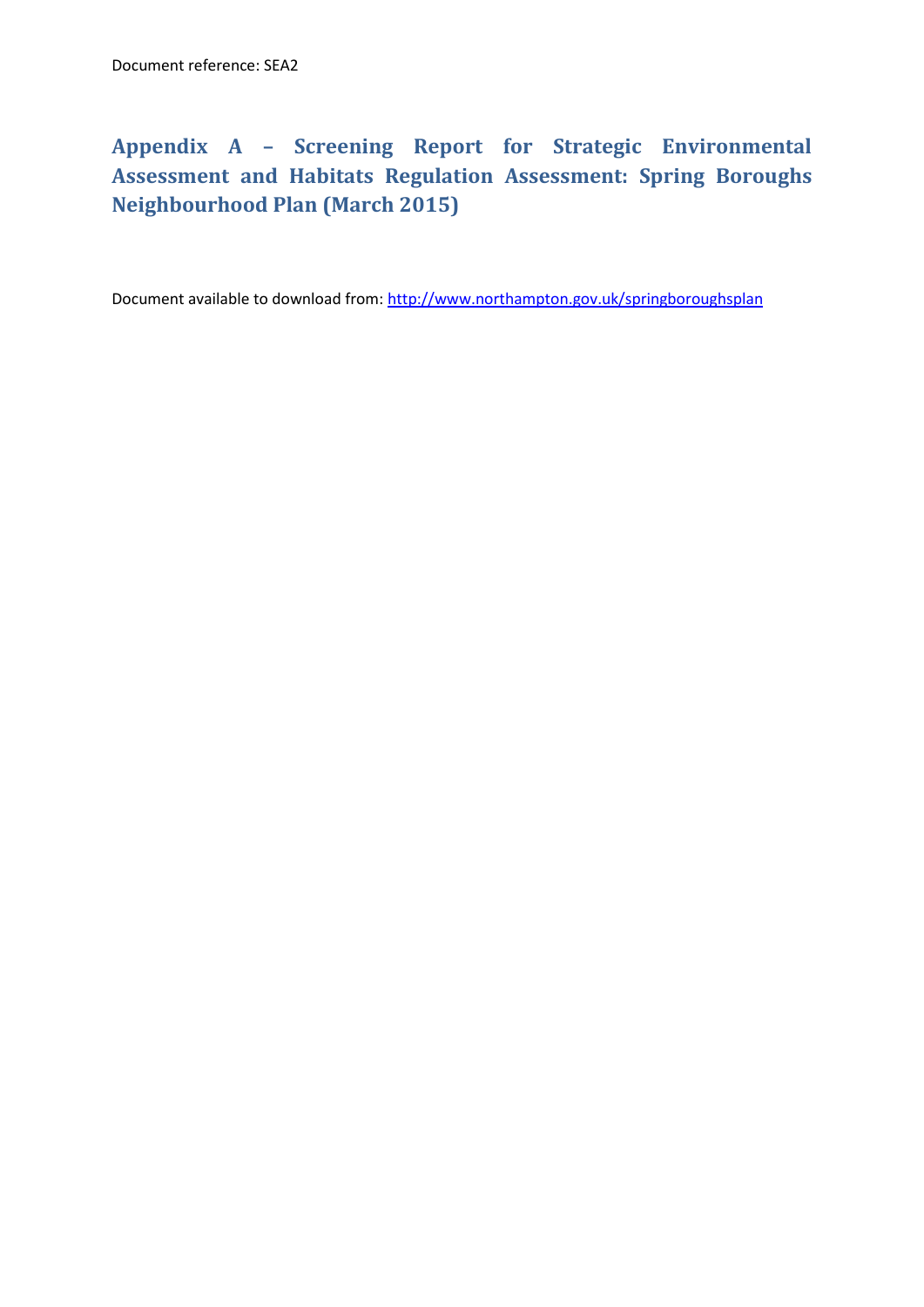Document reference: SEA2

# Appendix A – Screening Report for Strategic Environmental Assessment and Habitats Regulation Assessment: Spring Boroughs Neighbourhood Plan (March 2015)

Document available to download from: [http://www.northampton.gov.uk/springboroughsplan](http://www.northampton.gov.uk/springboroughsplan)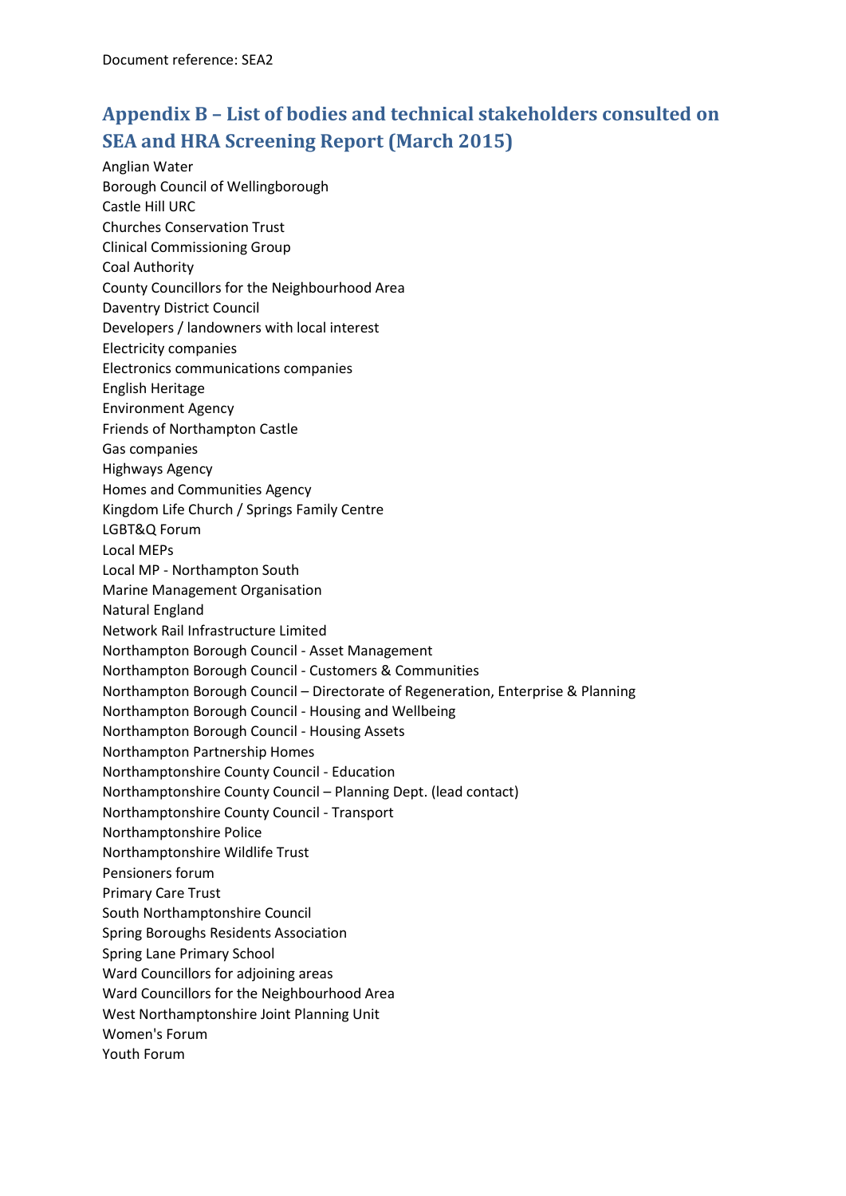Document reference: SEA2

## Appendix B – List of bodies and technical stakeholders consulted on SEA and HRA Screening Report (March 2015)

Anglian Water
Borough Council of Wellingborough
Castle Hill URC
Churches Conservation Trust
Clinical Commissioning Group
Coal Authority
County Councillors for the Neighbourhood Area
Daventry District Council
Developers / landowners with local interest
Electricity companies
Electronics communications companies
English Heritage
Environment Agency
Friends of Northampton Castle
Gas companies
Highways Agency
Homes and Communities Agency
Kingdom Life Church / Springs Family Centre
LGBT&Q Forum
Local MEPs
Local MP - Northampton South
Marine Management Organisation
Natural England
Network Rail Infrastructure Limited
Northampton Borough Council - Asset Management
Northampton Borough Council - Customers & Communities
Northampton Borough Council – Directorate of Regeneration, Enterprise & Planning
Northampton Borough Council - Housing and Wellbeing
Northampton Borough Council - Housing Assets
Northampton Partnership Homes
Northamptonshire County Council - Education
Northamptonshire County Council – Planning Dept. (lead contact)
Northamptonshire County Council - Transport
Northamptonshire Police
Northamptonshire Wildlife Trust
Pensioners forum
Primary Care Trust
South Northamptonshire Council
Spring Boroughs Residents Association
Spring Lane Primary School
Ward Councillors for adjoining areas
Ward Councillors for the Neighbourhood Area
West Northamptonshire Joint Planning Unit
Women's Forum
Youth Forum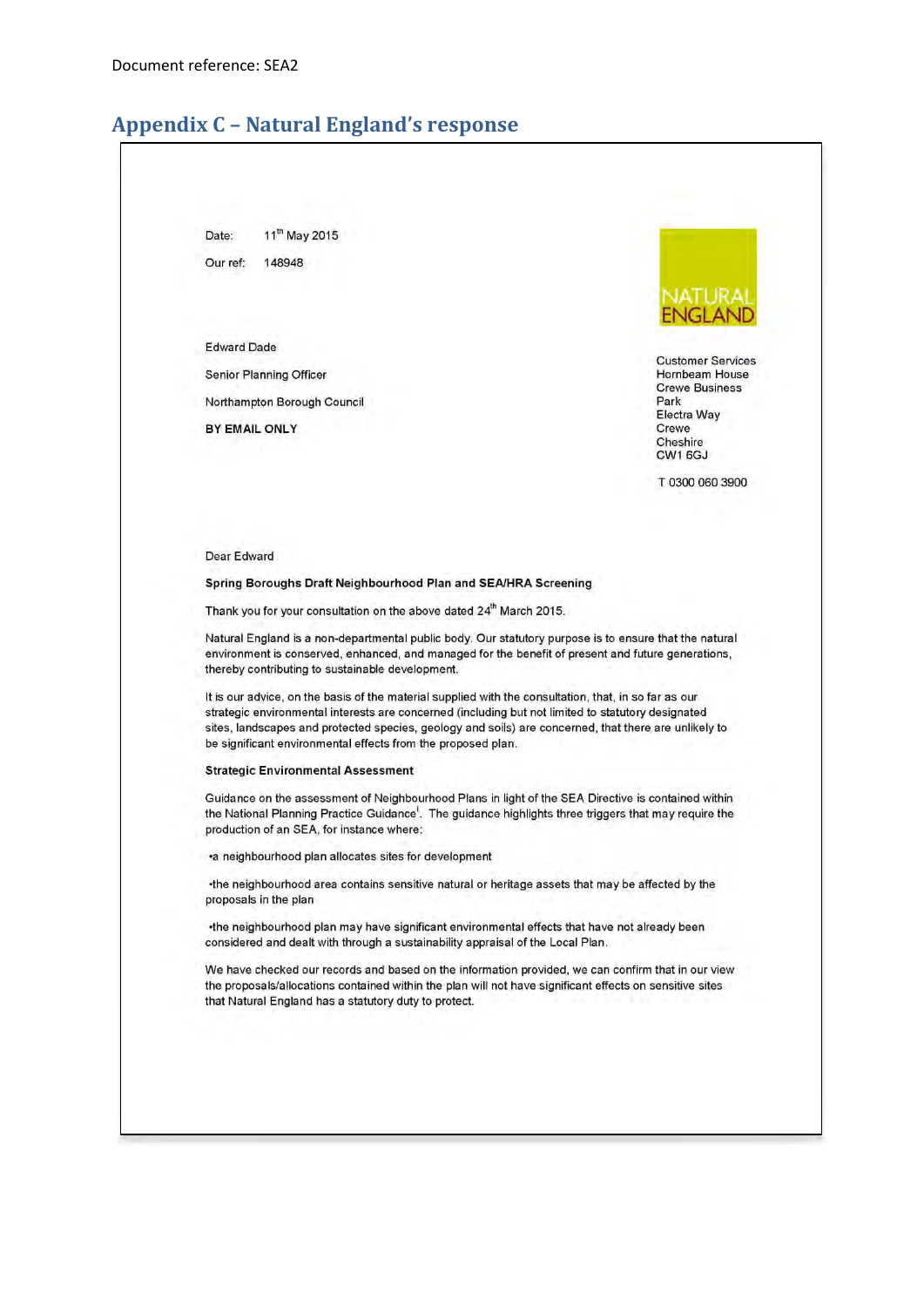Document reference: SEA2

## Appendix C – Natural England's response

Date: 11th May 2015

Our ref: 148948

NATURAL ENGLAND

Edward Dade

Senior Planning Officer

Northampton Borough Council

**BY EMAIL ONLY**

Customer Services
Hornbeam House
Crewe Business Park
Electra Way
Crewe
Cheshire
CW1 6GJ

T 0300 060 3900

Dear Edward

**Spring Boroughs Draft Neighbourhood Plan and SEA/HRA Screening**

Thank you for your consultation on the above dated 24th March 2015.

Natural England is a non-departmental public body. Our statutory purpose is to ensure that the natural environment is conserved, enhanced, and managed for the benefit of present and future generations, thereby contributing to sustainable development.

It is our advice, on the basis of the material supplied with the consultation, that, in so far as our strategic environmental interests are concerned (including but not limited to statutory designated sites, landscapes and protected species, geology and soils) are concerned, that there are unlikely to be significant environmental effects from the proposed plan.

**Strategic Environmental Assessment**

Guidance on the assessment of Neighbourhood Plans in light of the SEA Directive is contained within the National Planning Practice Guidance[1]. The guidance highlights three triggers that may require the production of an SEA, for instance where:

•a neighbourhood plan allocates sites for development

•the neighbourhood area contains sensitive natural or heritage assets that may be affected by the proposals in the plan

•the neighbourhood plan may have significant environmental effects that have not already been considered and dealt with through a sustainability appraisal of the Local Plan.

We have checked our records and based on the information provided, we can confirm that in our view the proposals/allocations contained within the plan will not have significant effects on sensitive sites that Natural England has a statutory duty to protect.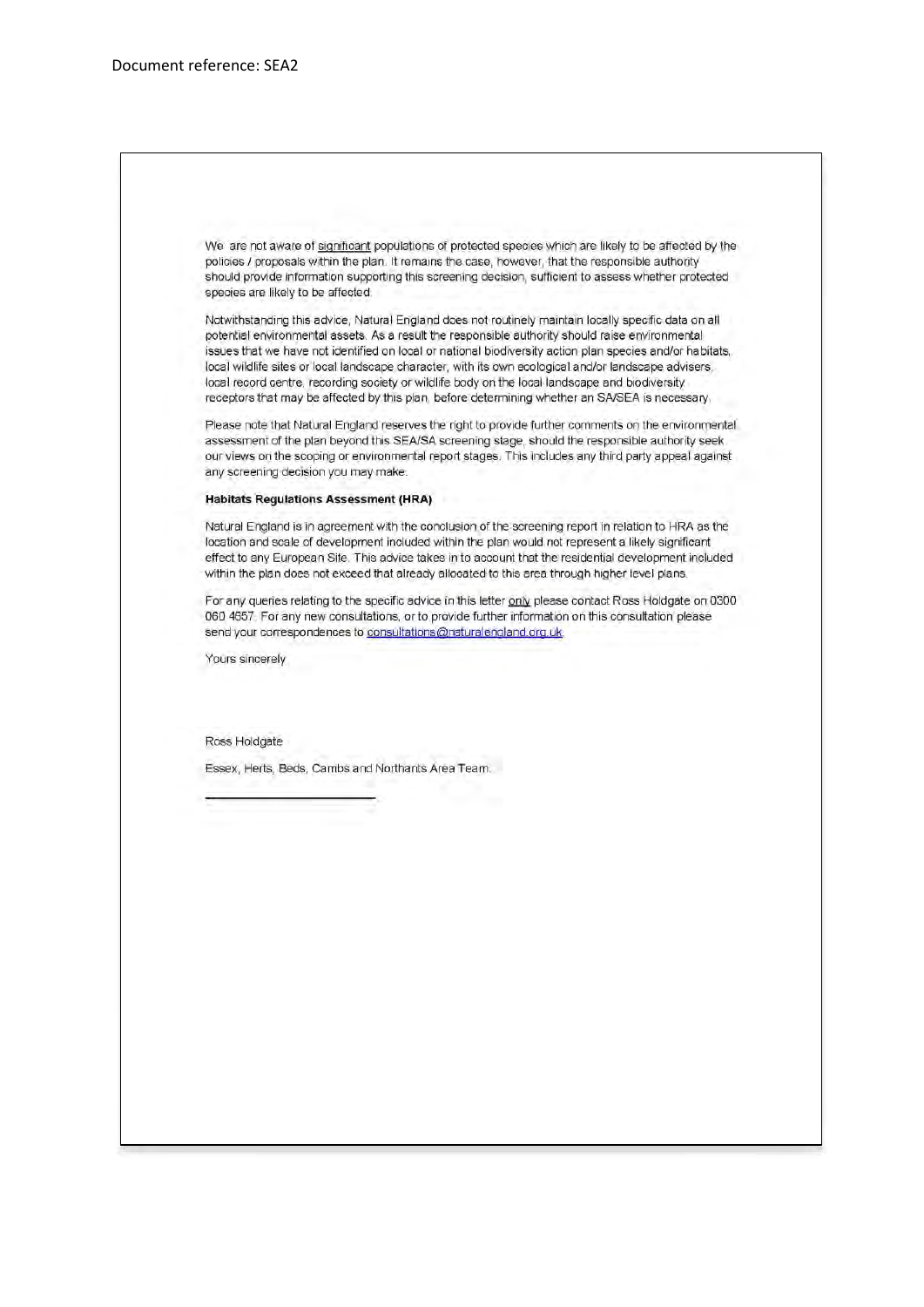We are not aware of significant populations of protected species which are likely to be affected by the policies / proposals within the plan. It remains the case, however, that the responsible authority should provide information supporting this screening decision, sufficient to assess whether protected species are likely to be affected.

Notwithstanding this advice, Natural England does not routinely maintain locally specific data on all potential environmental assets. As a result the responsible authority should raise environmental issues that we have not identified on local or national biodiversity action plan species and/or habitats, local wildlife sites or local landscape character, with its own ecological and/or landscape advisers, local record centre, recording society or wildlife body on the local landscape and biodiversity receptors that may be affected by this plan, before determining whether an SA/SEA is necessary.

Please note that Natural England reserves the right to provide further comments on the environmental assessment of the plan beyond this SEA/SA screening stage, should the responsible authority seek our views on the scoping or environmental report stages. This includes any third party appeal against any screening decision you may make.

**Habitats Regulations Assessment (HRA)**

Natural England is in agreement with the conclusion of the screening report in relation to HRA as the location and scale of development included within the plan would not represent a likely significant effect to any European Site. This advice takes in to account that the residential development included within the plan does not exceed that already allocated to this area through higher level plans.

For any queries relating to the specific advice in this letter only please contact Ross Holdgate on 0300 060 4657. For any new consultations, or to provide further information on this consultation please send your correspondences to consultations@naturalengland.org.uk.

Yours sincerely

Ross Holdgate

Essex, Herts, Beds, Cambs and Northants Area Team.